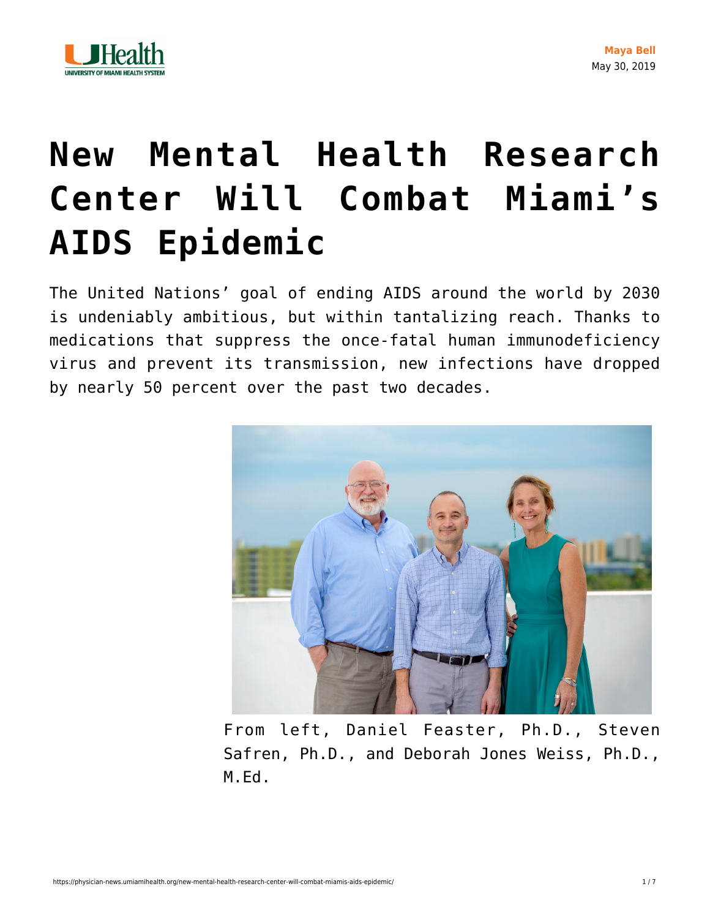Maya Bell
May 30, 2019

# New Mental Health Research Center Will Combat Miami's AIDS Epidemic

The United Nations' goal of ending AIDS around the world by 2030 is undeniably ambitious, but within tantalizing reach. Thanks to medications that suppress the once-fatal human immunodeficiency virus and prevent its transmission, new infections have dropped by nearly 50 percent over the past two decades.

From left, Daniel Feaster, Ph.D., Steven Safren, Ph.D., and Deborah Jones Weiss, Ph.D., M.Ed.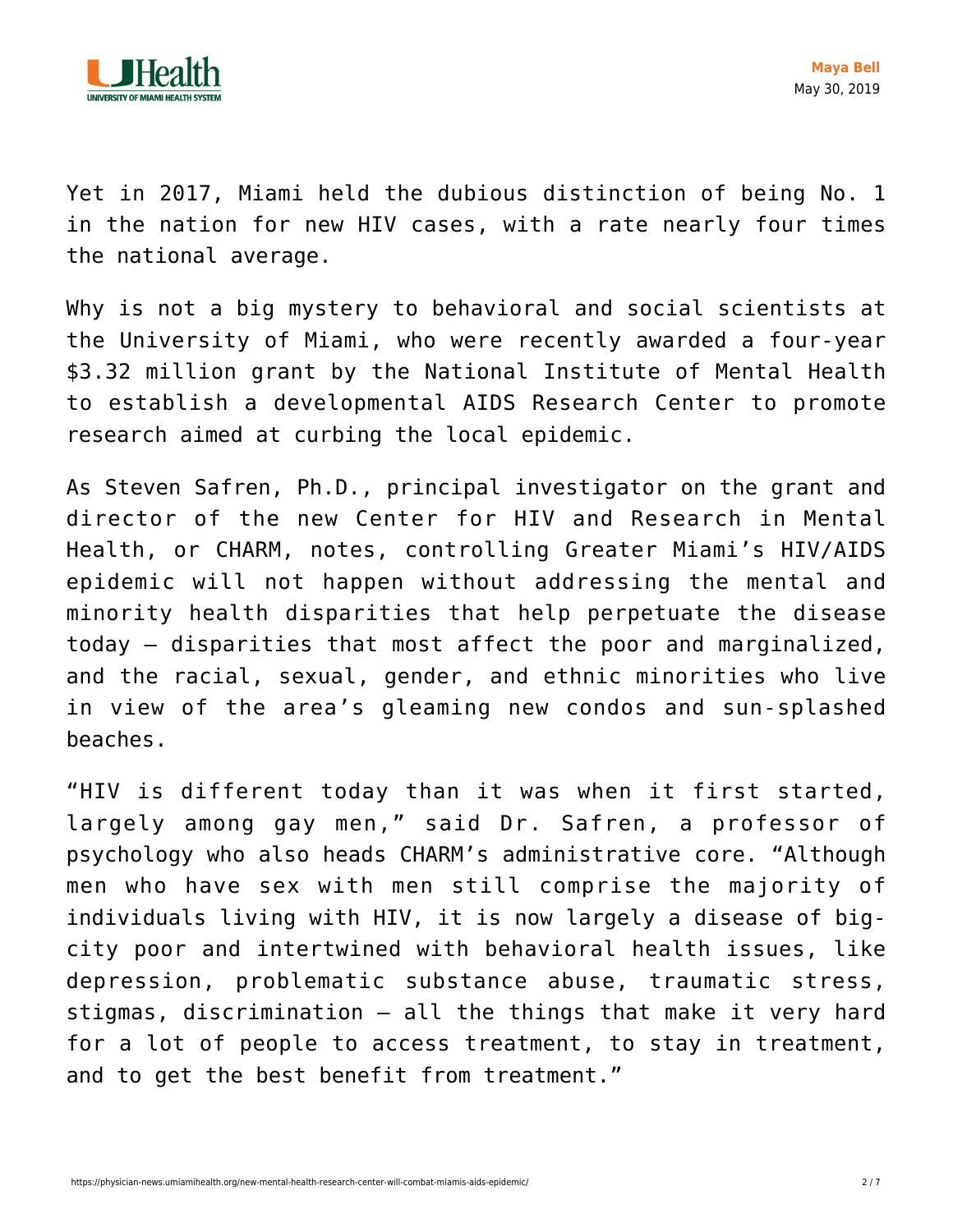Yet in 2017, Miami held the dubious distinction of being No. 1 in the nation for new HIV cases, with a rate nearly four times the national average.

Why is not a big mystery to behavioral and social scientists at the University of Miami, who were recently awarded a four-year $3.32 million grant by the National Institute of Mental Health to establish a developmental AIDS Research Center to promote research aimed at curbing the local epidemic.

As Steven Safren, Ph.D., principal investigator on the grant and director of the new Center for HIV and Research in Mental Health, or CHARM, notes, controlling Greater Miami's HIV/AIDS epidemic will not happen without addressing the mental and minority health disparities that help perpetuate the disease today – disparities that most affect the poor and marginalized, and the racial, sexual, gender, and ethnic minorities who live in view of the area's gleaming new condos and sun-splashed beaches.

"HIV is different today than it was when it first started, largely among gay men," said Dr. Safren, a professor of psychology who also heads CHARM's administrative core. "Although men who have sex with men still comprise the majority of individuals living with HIV, it is now largely a disease of big-city poor and intertwined with behavioral health issues, like depression, problematic substance abuse, traumatic stress, stigmas, discrimination – all the things that make it very hard for a lot of people to access treatment, to stay in treatment, and to get the best benefit from treatment."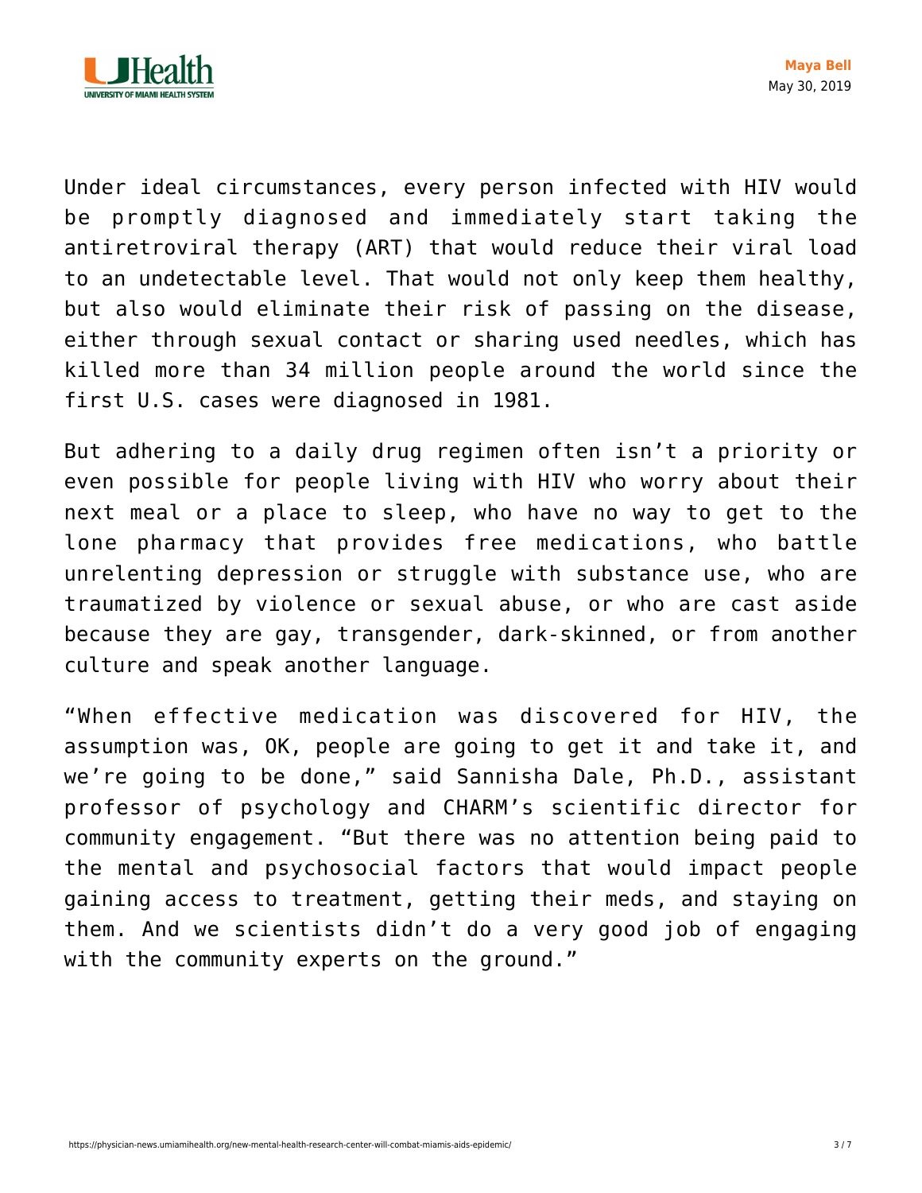Under ideal circumstances, every person infected with HIV would be promptly diagnosed and immediately start taking the antiretroviral therapy (ART) that would reduce their viral load to an undetectable level. That would not only keep them healthy, but also would eliminate their risk of passing on the disease, either through sexual contact or sharing used needles, which has killed more than 34 million people around the world since the first U.S. cases were diagnosed in 1981.

But adhering to a daily drug regimen often isn't a priority or even possible for people living with HIV who worry about their next meal or a place to sleep, who have no way to get to the lone pharmacy that provides free medications, who battle unrelenting depression or struggle with substance use, who are traumatized by violence or sexual abuse, or who are cast aside because they are gay, transgender, dark-skinned, or from another culture and speak another language.

"When effective medication was discovered for HIV, the assumption was, OK, people are going to get it and take it, and we're going to be done," said Sannisha Dale, Ph.D., assistant professor of psychology and CHARM's scientific director for community engagement. "But there was no attention being paid to the mental and psychosocial factors that would impact people gaining access to treatment, getting their meds, and staying on them. And we scientists didn't do a very good job of engaging with the community experts on the ground."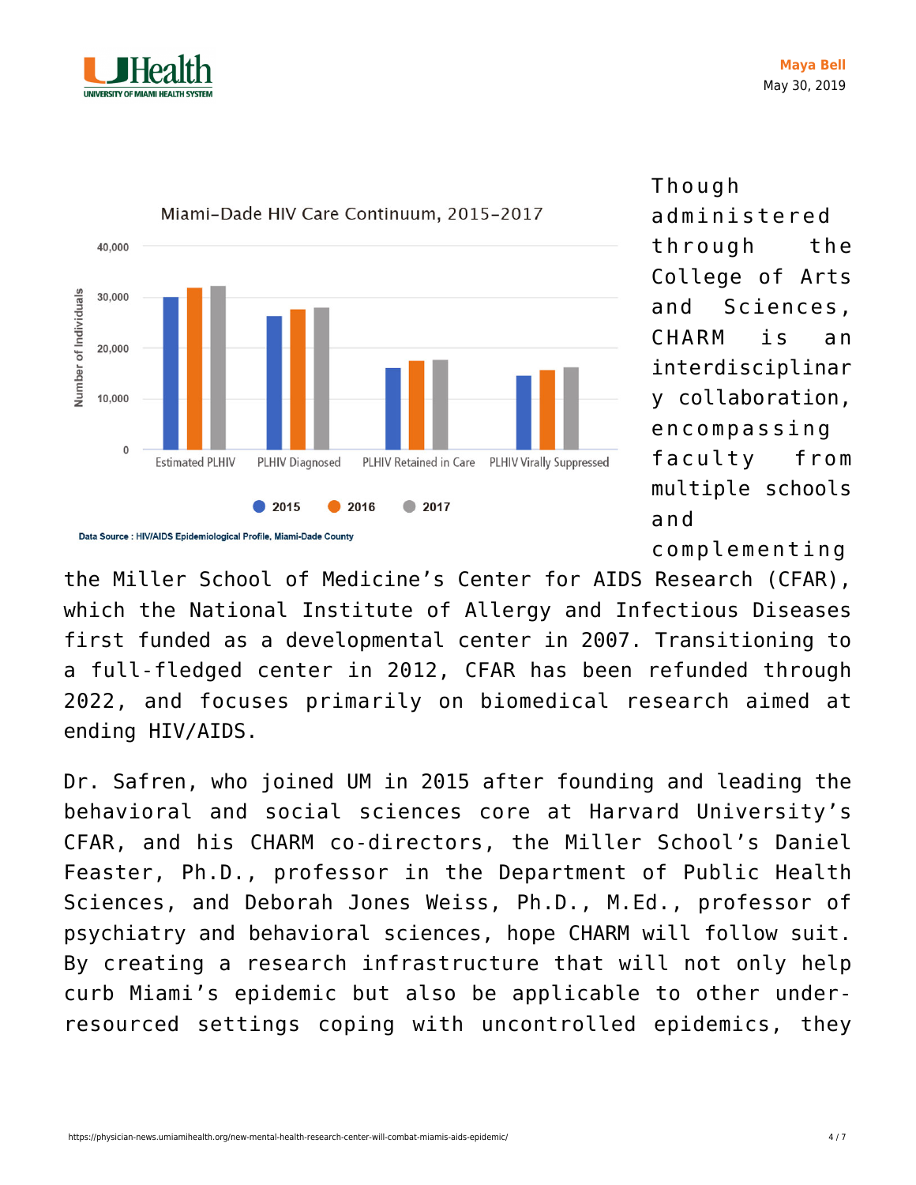Though administered through the College of Arts and Sciences, CHARM is an interdisciplinary collaboration, encompassing faculty from multiple schools and complementing the Miller School of Medicine's Center for AIDS Research (CFAR), which the National Institute of Allergy and Infectious Diseases first funded as a developmental center in 2007. Transitioning to a full-fledged center in 2012, CFAR has been refunded through 2022, and focuses primarily on biomedical research aimed at ending HIV/AIDS.

Dr. Safren, who joined UM in 2015 after founding and leading the behavioral and social sciences core at Harvard University's CFAR, and his CHARM co-directors, the Miller School's Daniel Feaster, Ph.D., professor in the Department of Public Health Sciences, and Deborah Jones Weiss, Ph.D., M.Ed., professor of psychiatry and behavioral sciences, hope CHARM will follow suit. By creating a research infrastructure that will not only help curb Miami's epidemic but also be applicable to other under-resourced settings coping with uncontrolled epidemics, they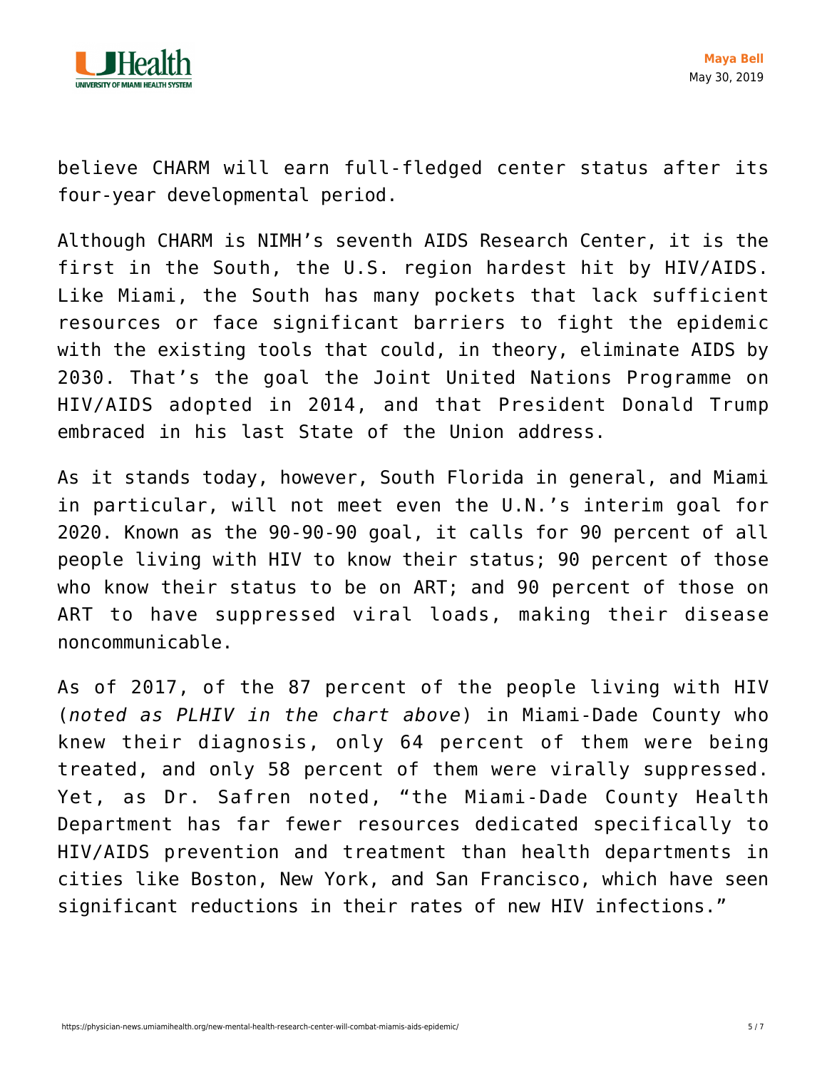believe CHARM will earn full-fledged center status after its four-year developmental period.

Although CHARM is NIMH's seventh AIDS Research Center, it is the first in the South, the U.S. region hardest hit by HIV/AIDS. Like Miami, the South has many pockets that lack sufficient resources or face significant barriers to fight the epidemic with the existing tools that could, in theory, eliminate AIDS by 2030. That's the goal the Joint United Nations Programme on HIV/AIDS adopted in 2014, and that President Donald Trump embraced in his last State of the Union address.

As it stands today, however, South Florida in general, and Miami in particular, will not meet even the U.N.'s interim goal for 2020. Known as the 90-90-90 goal, it calls for 90 percent of all people living with HIV to know their status; 90 percent of those who know their status to be on ART; and 90 percent of those on ART to have suppressed viral loads, making their disease noncommunicable.

As of 2017, of the 87 percent of the people living with HIV (*noted as PLHIV in the chart above*) in Miami-Dade County who knew their diagnosis, only 64 percent of them were being treated, and only 58 percent of them were virally suppressed. Yet, as Dr. Safren noted, "the Miami-Dade County Health Department has far fewer resources dedicated specifically to HIV/AIDS prevention and treatment than health departments in cities like Boston, New York, and San Francisco, which have seen significant reductions in their rates of new HIV infections."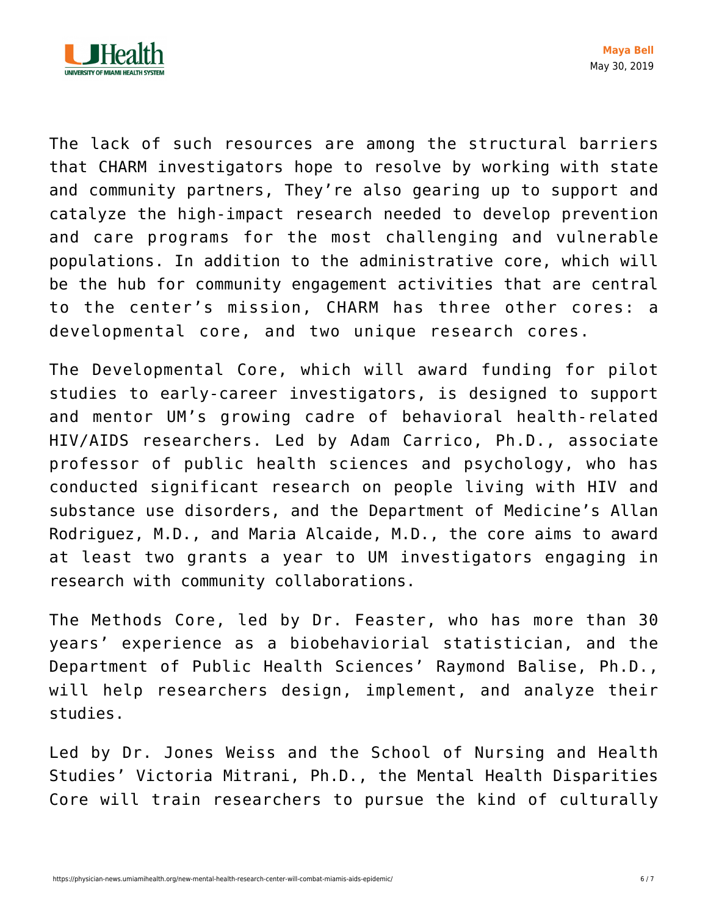The lack of such resources are among the structural barriers that CHARM investigators hope to resolve by working with state and community partners, They're also gearing up to support and catalyze the high-impact research needed to develop prevention and care programs for the most challenging and vulnerable populations. In addition to the administrative core, which will be the hub for community engagement activities that are central to the center's mission, CHARM has three other cores: a developmental core, and two unique research cores.

The Developmental Core, which will award funding for pilot studies to early-career investigators, is designed to support and mentor UM's growing cadre of behavioral health-related HIV/AIDS researchers. Led by Adam Carrico, Ph.D., associate professor of public health sciences and psychology, who has conducted significant research on people living with HIV and substance use disorders, and the Department of Medicine's Allan Rodriguez, M.D., and Maria Alcaide, M.D., the core aims to award at least two grants a year to UM investigators engaging in research with community collaborations.

The Methods Core, led by Dr. Feaster, who has more than 30 years' experience as a biobehaviorial statistician, and the Department of Public Health Sciences' Raymond Balise, Ph.D., will help researchers design, implement, and analyze their studies.

Led by Dr. Jones Weiss and the School of Nursing and Health Studies' Victoria Mitrani, Ph.D., the Mental Health Disparities Core will train researchers to pursue the kind of culturally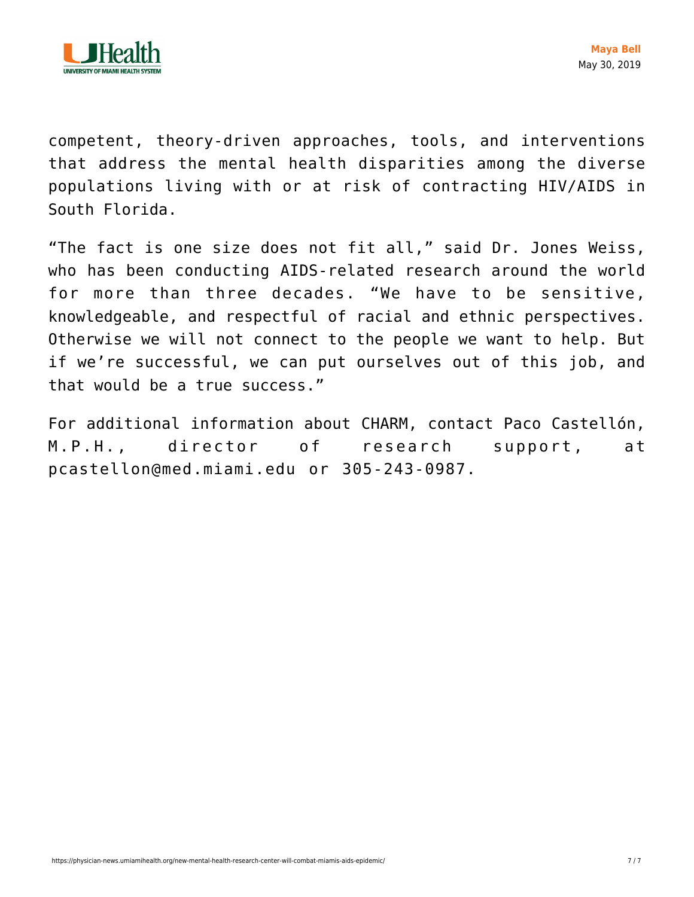competent, theory-driven approaches, tools, and interventions that address the mental health disparities among the diverse populations living with or at risk of contracting HIV/AIDS in South Florida.

“The fact is one size does not fit all,” said Dr. Jones Weiss, who has been conducting AIDS-related research around the world for more than three decades. “We have to be sensitive, knowledgeable, and respectful of racial and ethnic perspectives. Otherwise we will not connect to the people we want to help. But if we’re successful, we can put ourselves out of this job, and that would be a true success.”

For additional information about CHARM, contact Paco Castellón, M.P.H., director of research support, at pcastellon@med.miami.edu or 305-243-0987.